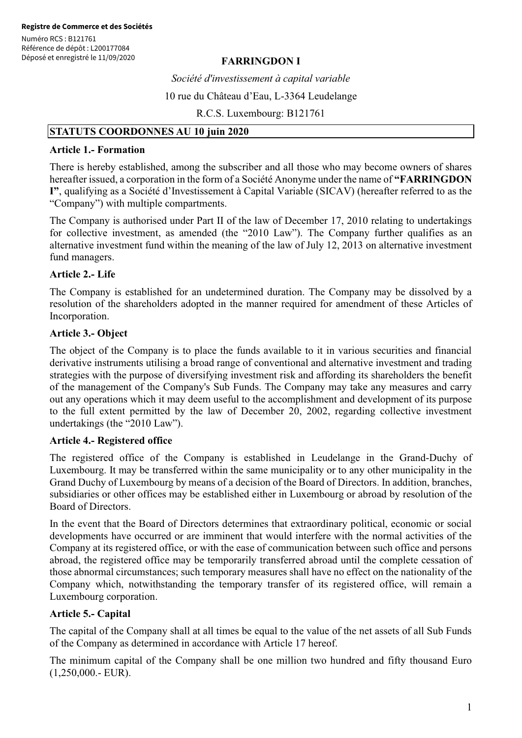Registre de Commerce et des Sociétés

Numéro RCS : B121761
Référence de dépôt : L200177084
Déposé et enregistré le 11/09/2020

# FARRINGDON I

*Société d'investissement à capital variable*

10 rue du Château d'Eau, L-3364 Leudelange

R.C.S. Luxembourg: B121761

**STATUTS COORDONNES AU 10 juin 2020**

### Article 1.- Formation

There is hereby established, among the subscriber and all those who may become owners of shares hereafter issued, a corporation in the form of a Société Anonyme under the name of **"FARRINGDON I"**, qualifying as a Société d'Investissement à Capital Variable (SICAV) (hereafter referred to as the "Company") with multiple compartments.

The Company is authorised under Part II of the law of December 17, 2010 relating to undertakings for collective investment, as amended (the "2010 Law"). The Company further qualifies as an alternative investment fund within the meaning of the law of July 12, 2013 on alternative investment fund managers.

### Article 2.- Life

The Company is established for an undetermined duration. The Company may be dissolved by a resolution of the shareholders adopted in the manner required for amendment of these Articles of Incorporation.

### Article 3.- Object

The object of the Company is to place the funds available to it in various securities and financial derivative instruments utilising a broad range of conventional and alternative investment and trading strategies with the purpose of diversifying investment risk and affording its shareholders the benefit of the management of the Company's Sub Funds. The Company may take any measures and carry out any operations which it may deem useful to the accomplishment and development of its purpose to the full extent permitted by the law of December 20, 2002, regarding collective investment undertakings (the "2010 Law").

### Article 4.- Registered office

The registered office of the Company is established in Leudelange in the Grand-Duchy of Luxembourg. It may be transferred within the same municipality or to any other municipality in the Grand Duchy of Luxembourg by means of a decision of the Board of Directors. In addition, branches, subsidiaries or other offices may be established either in Luxembourg or abroad by resolution of the Board of Directors.

In the event that the Board of Directors determines that extraordinary political, economic or social developments have occurred or are imminent that would interfere with the normal activities of the Company at its registered office, or with the ease of communication between such office and persons abroad, the registered office may be temporarily transferred abroad until the complete cessation of those abnormal circumstances; such temporary measures shall have no effect on the nationality of the Company which, notwithstanding the temporary transfer of its registered office, will remain a Luxembourg corporation.

### Article 5.- Capital

The capital of the Company shall at all times be equal to the value of the net assets of all Sub Funds of the Company as determined in accordance with Article 17 hereof.

The minimum capital of the Company shall be one million two hundred and fifty thousand Euro (1,250,000.- EUR).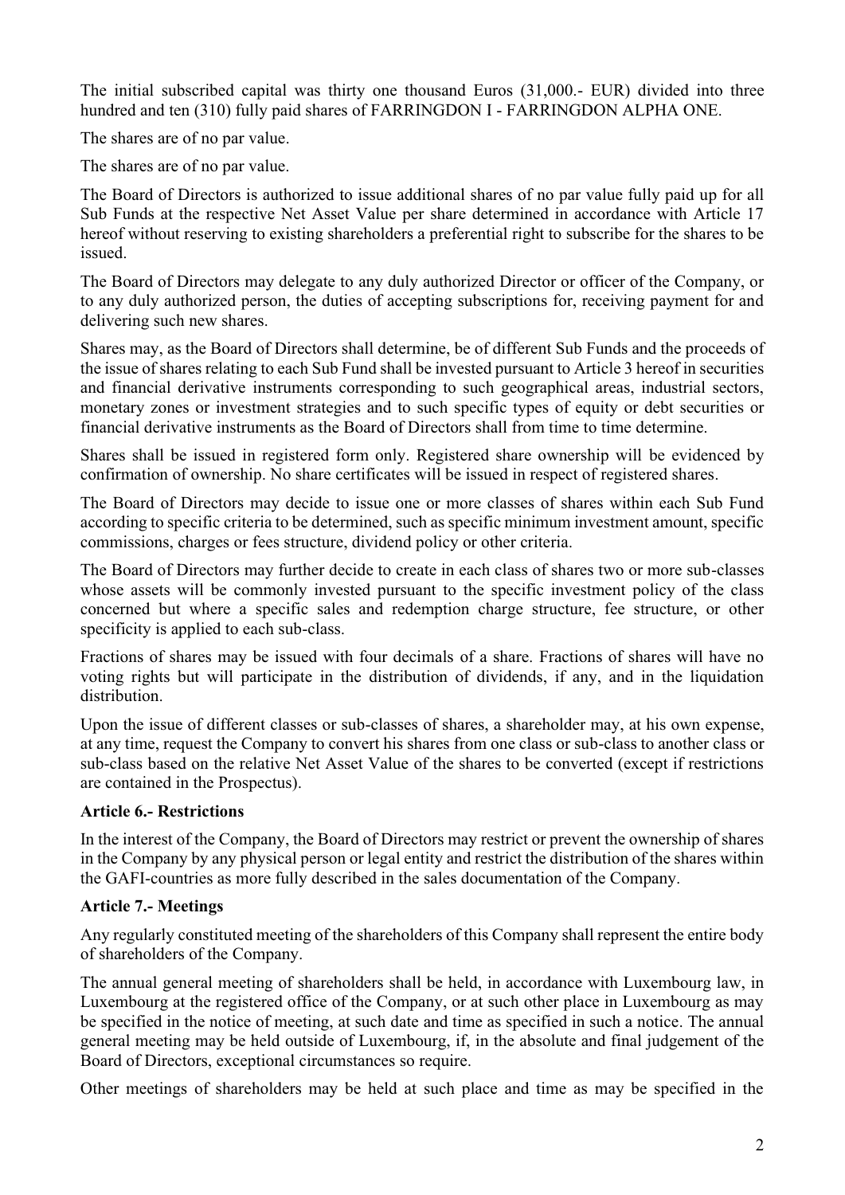The initial subscribed capital was thirty one thousand Euros (31,000.- EUR) divided into three hundred and ten (310) fully paid shares of FARRINGDON I - FARRINGDON ALPHA ONE.

The shares are of no par value.

The shares are of no par value.

The Board of Directors is authorized to issue additional shares of no par value fully paid up for all Sub Funds at the respective Net Asset Value per share determined in accordance with Article 17 hereof without reserving to existing shareholders a preferential right to subscribe for the shares to be issued.

The Board of Directors may delegate to any duly authorized Director or officer of the Company, or to any duly authorized person, the duties of accepting subscriptions for, receiving payment for and delivering such new shares.

Shares may, as the Board of Directors shall determine, be of different Sub Funds and the proceeds of the issue of shares relating to each Sub Fund shall be invested pursuant to Article 3 hereof in securities and financial derivative instruments corresponding to such geographical areas, industrial sectors, monetary zones or investment strategies and to such specific types of equity or debt securities or financial derivative instruments as the Board of Directors shall from time to time determine.

Shares shall be issued in registered form only. Registered share ownership will be evidenced by confirmation of ownership. No share certificates will be issued in respect of registered shares.

The Board of Directors may decide to issue one or more classes of shares within each Sub Fund according to specific criteria to be determined, such as specific minimum investment amount, specific commissions, charges or fees structure, dividend policy or other criteria.

The Board of Directors may further decide to create in each class of shares two or more sub-classes whose assets will be commonly invested pursuant to the specific investment policy of the class concerned but where a specific sales and redemption charge structure, fee structure, or other specificity is applied to each sub-class.

Fractions of shares may be issued with four decimals of a share. Fractions of shares will have no voting rights but will participate in the distribution of dividends, if any, and in the liquidation distribution.

Upon the issue of different classes or sub-classes of shares, a shareholder may, at his own expense, at any time, request the Company to convert his shares from one class or sub-class to another class or sub-class based on the relative Net Asset Value of the shares to be converted (except if restrictions are contained in the Prospectus).

**Article 6.- Restrictions**

In the interest of the Company, the Board of Directors may restrict or prevent the ownership of shares in the Company by any physical person or legal entity and restrict the distribution of the shares within the GAFI-countries as more fully described in the sales documentation of the Company.

**Article 7.- Meetings**

Any regularly constituted meeting of the shareholders of this Company shall represent the entire body of shareholders of the Company.

The annual general meeting of shareholders shall be held, in accordance with Luxembourg law, in Luxembourg at the registered office of the Company, or at such other place in Luxembourg as may be specified in the notice of meeting, at such date and time as specified in such a notice. The annual general meeting may be held outside of Luxembourg, if, in the absolute and final judgement of the Board of Directors, exceptional circumstances so require.

Other meetings of shareholders may be held at such place and time as may be specified in the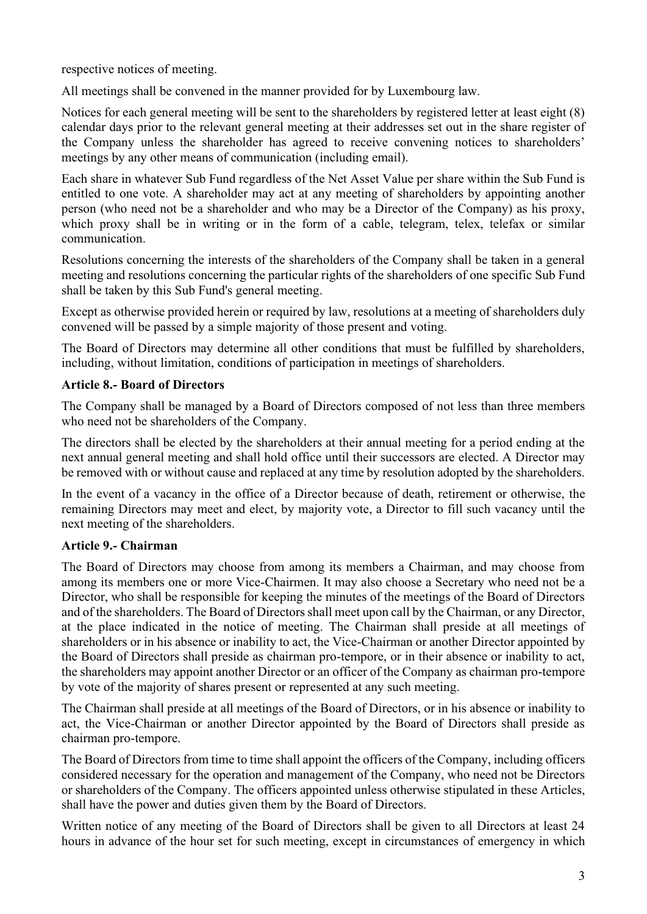respective notices of meeting.

All meetings shall be convened in the manner provided for by Luxembourg law.

Notices for each general meeting will be sent to the shareholders by registered letter at least eight (8) calendar days prior to the relevant general meeting at their addresses set out in the share register of the Company unless the shareholder has agreed to receive convening notices to shareholders' meetings by any other means of communication (including email).

Each share in whatever Sub Fund regardless of the Net Asset Value per share within the Sub Fund is entitled to one vote. A shareholder may act at any meeting of shareholders by appointing another person (who need not be a shareholder and who may be a Director of the Company) as his proxy, which proxy shall be in writing or in the form of a cable, telegram, telex, telefax or similar communication.

Resolutions concerning the interests of the shareholders of the Company shall be taken in a general meeting and resolutions concerning the particular rights of the shareholders of one specific Sub Fund shall be taken by this Sub Fund's general meeting.

Except as otherwise provided herein or required by law, resolutions at a meeting of shareholders duly convened will be passed by a simple majority of those present and voting.

The Board of Directors may determine all other conditions that must be fulfilled by shareholders, including, without limitation, conditions of participation in meetings of shareholders.

**Article 8.- Board of Directors**

The Company shall be managed by a Board of Directors composed of not less than three members who need not be shareholders of the Company.

The directors shall be elected by the shareholders at their annual meeting for a period ending at the next annual general meeting and shall hold office until their successors are elected. A Director may be removed with or without cause and replaced at any time by resolution adopted by the shareholders.

In the event of a vacancy in the office of a Director because of death, retirement or otherwise, the remaining Directors may meet and elect, by majority vote, a Director to fill such vacancy until the next meeting of the shareholders.

**Article 9.- Chairman**

The Board of Directors may choose from among its members a Chairman, and may choose from among its members one or more Vice-Chairmen. It may also choose a Secretary who need not be a Director, who shall be responsible for keeping the minutes of the meetings of the Board of Directors and of the shareholders. The Board of Directors shall meet upon call by the Chairman, or any Director, at the place indicated in the notice of meeting. The Chairman shall preside at all meetings of shareholders or in his absence or inability to act, the Vice-Chairman or another Director appointed by the Board of Directors shall preside as chairman pro-tempore, or in their absence or inability to act, the shareholders may appoint another Director or an officer of the Company as chairman pro-tempore by vote of the majority of shares present or represented at any such meeting.

The Chairman shall preside at all meetings of the Board of Directors, or in his absence or inability to act, the Vice-Chairman or another Director appointed by the Board of Directors shall preside as chairman pro-tempore.

The Board of Directors from time to time shall appoint the officers of the Company, including officers considered necessary for the operation and management of the Company, who need not be Directors or shareholders of the Company. The officers appointed unless otherwise stipulated in these Articles, shall have the power and duties given them by the Board of Directors.

Written notice of any meeting of the Board of Directors shall be given to all Directors at least 24 hours in advance of the hour set for such meeting, except in circumstances of emergency in which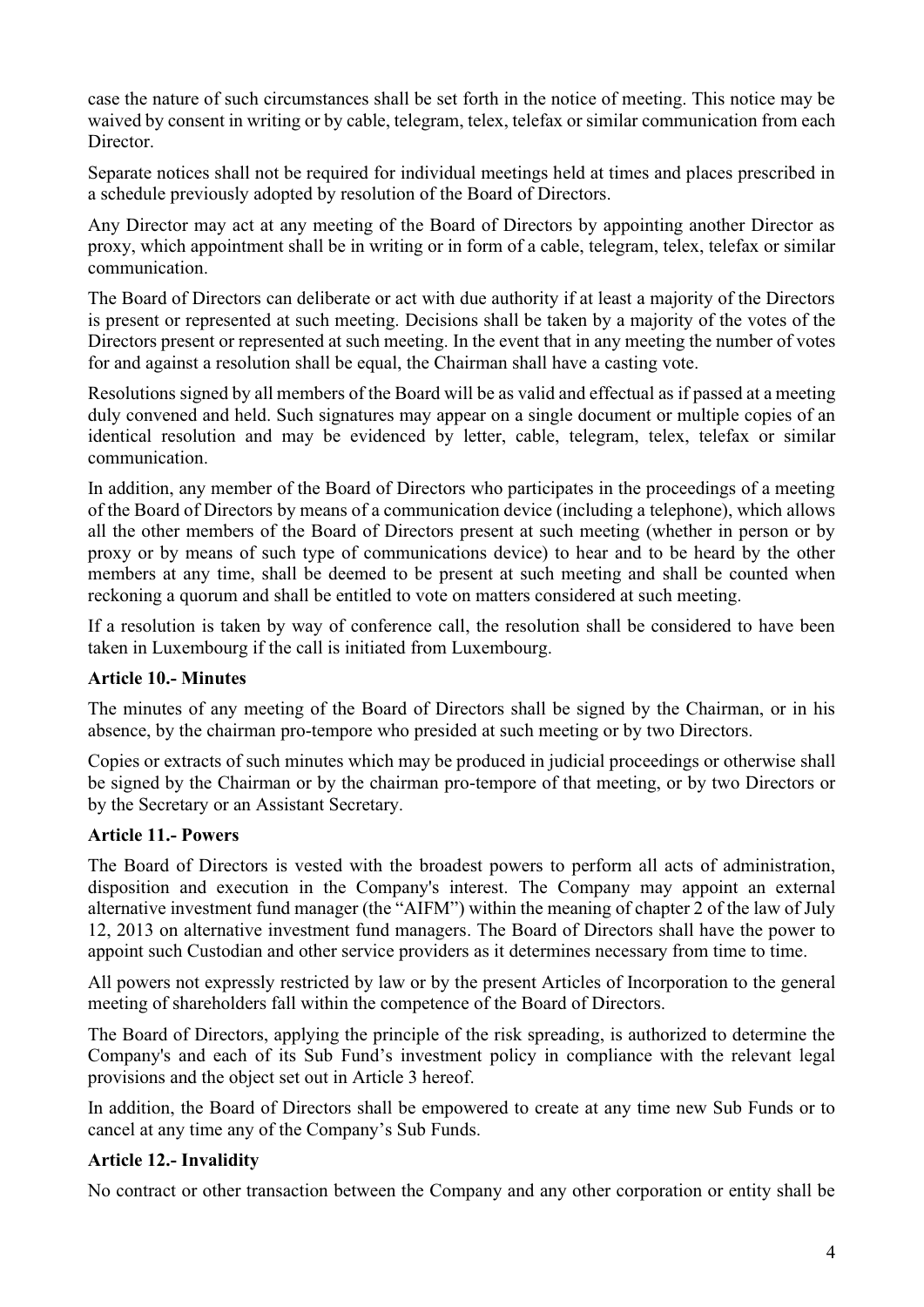case the nature of such circumstances shall be set forth in the notice of meeting. This notice may be waived by consent in writing or by cable, telegram, telex, telefax or similar communication from each Director.

Separate notices shall not be required for individual meetings held at times and places prescribed in a schedule previously adopted by resolution of the Board of Directors.

Any Director may act at any meeting of the Board of Directors by appointing another Director as proxy, which appointment shall be in writing or in form of a cable, telegram, telex, telefax or similar communication.

The Board of Directors can deliberate or act with due authority if at least a majority of the Directors is present or represented at such meeting. Decisions shall be taken by a majority of the votes of the Directors present or represented at such meeting. In the event that in any meeting the number of votes for and against a resolution shall be equal, the Chairman shall have a casting vote.

Resolutions signed by all members of the Board will be as valid and effectual as if passed at a meeting duly convened and held. Such signatures may appear on a single document or multiple copies of an identical resolution and may be evidenced by letter, cable, telegram, telex, telefax or similar communication.

In addition, any member of the Board of Directors who participates in the proceedings of a meeting of the Board of Directors by means of a communication device (including a telephone), which allows all the other members of the Board of Directors present at such meeting (whether in person or by proxy or by means of such type of communications device) to hear and to be heard by the other members at any time, shall be deemed to be present at such meeting and shall be counted when reckoning a quorum and shall be entitled to vote on matters considered at such meeting.

If a resolution is taken by way of conference call, the resolution shall be considered to have been taken in Luxembourg if the call is initiated from Luxembourg.

**Article 10.- Minutes**

The minutes of any meeting of the Board of Directors shall be signed by the Chairman, or in his absence, by the chairman pro-tempore who presided at such meeting or by two Directors.

Copies or extracts of such minutes which may be produced in judicial proceedings or otherwise shall be signed by the Chairman or by the chairman pro-tempore of that meeting, or by two Directors or by the Secretary or an Assistant Secretary.

**Article 11.- Powers**

The Board of Directors is vested with the broadest powers to perform all acts of administration, disposition and execution in the Company's interest. The Company may appoint an external alternative investment fund manager (the "AIFM") within the meaning of chapter 2 of the law of July 12, 2013 on alternative investment fund managers. The Board of Directors shall have the power to appoint such Custodian and other service providers as it determines necessary from time to time.

All powers not expressly restricted by law or by the present Articles of Incorporation to the general meeting of shareholders fall within the competence of the Board of Directors.

The Board of Directors, applying the principle of the risk spreading, is authorized to determine the Company's and each of its Sub Fund's investment policy in compliance with the relevant legal provisions and the object set out in Article 3 hereof.

In addition, the Board of Directors shall be empowered to create at any time new Sub Funds or to cancel at any time any of the Company's Sub Funds.

**Article 12.- Invalidity**

No contract or other transaction between the Company and any other corporation or entity shall be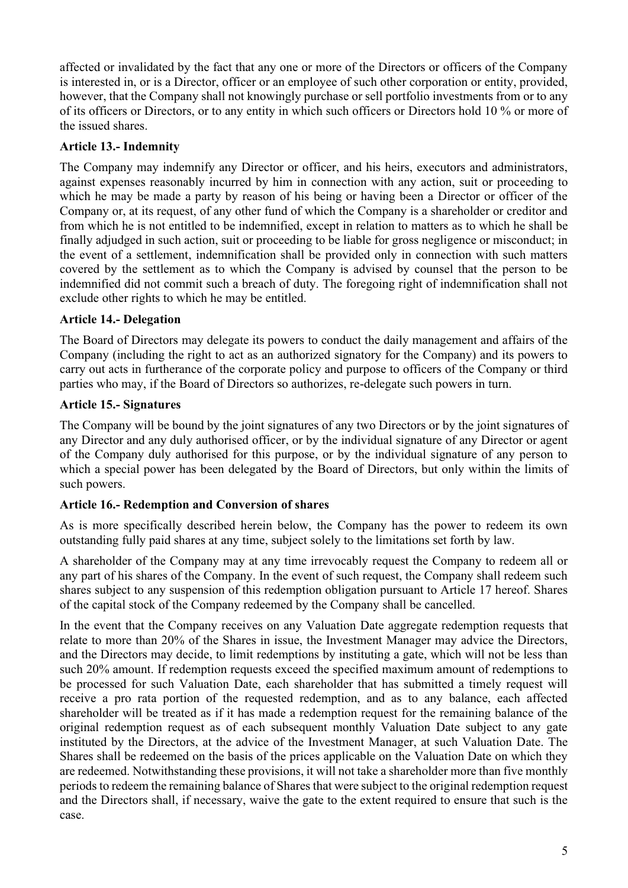affected or invalidated by the fact that any one or more of the Directors or officers of the Company is interested in, or is a Director, officer or an employee of such other corporation or entity, provided, however, that the Company shall not knowingly purchase or sell portfolio investments from or to any of its officers or Directors, or to any entity in which such officers or Directors hold 10 % or more of the issued shares.

**Article 13.- Indemnity**

The Company may indemnify any Director or officer, and his heirs, executors and administrators, against expenses reasonably incurred by him in connection with any action, suit or proceeding to which he may be made a party by reason of his being or having been a Director or officer of the Company or, at its request, of any other fund of which the Company is a shareholder or creditor and from which he is not entitled to be indemnified, except in relation to matters as to which he shall be finally adjudged in such action, suit or proceeding to be liable for gross negligence or misconduct; in the event of a settlement, indemnification shall be provided only in connection with such matters covered by the settlement as to which the Company is advised by counsel that the person to be indemnified did not commit such a breach of duty. The foregoing right of indemnification shall not exclude other rights to which he may be entitled.

**Article 14.- Delegation**

The Board of Directors may delegate its powers to conduct the daily management and affairs of the Company (including the right to act as an authorized signatory for the Company) and its powers to carry out acts in furtherance of the corporate policy and purpose to officers of the Company or third parties who may, if the Board of Directors so authorizes, re-delegate such powers in turn.

**Article 15.- Signatures**

The Company will be bound by the joint signatures of any two Directors or by the joint signatures of any Director and any duly authorised officer, or by the individual signature of any Director or agent of the Company duly authorised for this purpose, or by the individual signature of any person to which a special power has been delegated by the Board of Directors, but only within the limits of such powers.

**Article 16.- Redemption and Conversion of shares**

As is more specifically described herein below, the Company has the power to redeem its own outstanding fully paid shares at any time, subject solely to the limitations set forth by law.

A shareholder of the Company may at any time irrevocably request the Company to redeem all or any part of his shares of the Company. In the event of such request, the Company shall redeem such shares subject to any suspension of this redemption obligation pursuant to Article 17 hereof. Shares of the capital stock of the Company redeemed by the Company shall be cancelled.

In the event that the Company receives on any Valuation Date aggregate redemption requests that relate to more than 20% of the Shares in issue, the Investment Manager may advice the Directors, and the Directors may decide, to limit redemptions by instituting a gate, which will not be less than such 20% amount. If redemption requests exceed the specified maximum amount of redemptions to be processed for such Valuation Date, each shareholder that has submitted a timely request will receive a pro rata portion of the requested redemption, and as to any balance, each affected shareholder will be treated as if it has made a redemption request for the remaining balance of the original redemption request as of each subsequent monthly Valuation Date subject to any gate instituted by the Directors, at the advice of the Investment Manager, at such Valuation Date. The Shares shall be redeemed on the basis of the prices applicable on the Valuation Date on which they are redeemed. Notwithstanding these provisions, it will not take a shareholder more than five monthly periods to redeem the remaining balance of Shares that were subject to the original redemption request and the Directors shall, if necessary, waive the gate to the extent required to ensure that such is the case.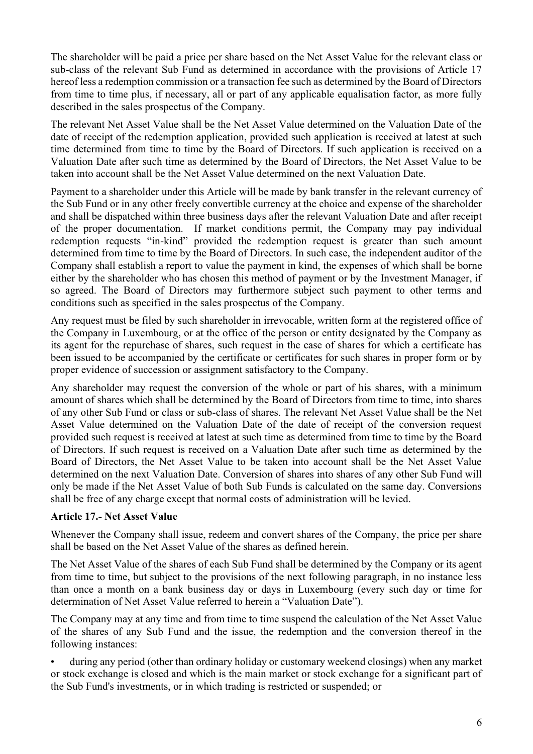The shareholder will be paid a price per share based on the Net Asset Value for the relevant class or sub-class of the relevant Sub Fund as determined in accordance with the provisions of Article 17 hereof less a redemption commission or a transaction fee such as determined by the Board of Directors from time to time plus, if necessary, all or part of any applicable equalisation factor, as more fully described in the sales prospectus of the Company.

The relevant Net Asset Value shall be the Net Asset Value determined on the Valuation Date of the date of receipt of the redemption application, provided such application is received at latest at such time determined from time to time by the Board of Directors. If such application is received on a Valuation Date after such time as determined by the Board of Directors, the Net Asset Value to be taken into account shall be the Net Asset Value determined on the next Valuation Date.

Payment to a shareholder under this Article will be made by bank transfer in the relevant currency of the Sub Fund or in any other freely convertible currency at the choice and expense of the shareholder and shall be dispatched within three business days after the relevant Valuation Date and after receipt of the proper documentation. If market conditions permit, the Company may pay individual redemption requests "in-kind" provided the redemption request is greater than such amount determined from time to time by the Board of Directors. In such case, the independent auditor of the Company shall establish a report to value the payment in kind, the expenses of which shall be borne either by the shareholder who has chosen this method of payment or by the Investment Manager, if so agreed. The Board of Directors may furthermore subject such payment to other terms and conditions such as specified in the sales prospectus of the Company.

Any request must be filed by such shareholder in irrevocable, written form at the registered office of the Company in Luxembourg, or at the office of the person or entity designated by the Company as its agent for the repurchase of shares, such request in the case of shares for which a certificate has been issued to be accompanied by the certificate or certificates for such shares in proper form or by proper evidence of succession or assignment satisfactory to the Company.

Any shareholder may request the conversion of the whole or part of his shares, with a minimum amount of shares which shall be determined by the Board of Directors from time to time, into shares of any other Sub Fund or class or sub-class of shares. The relevant Net Asset Value shall be the Net Asset Value determined on the Valuation Date of the date of receipt of the conversion request provided such request is received at latest at such time as determined from time to time by the Board of Directors. If such request is received on a Valuation Date after such time as determined by the Board of Directors, the Net Asset Value to be taken into account shall be the Net Asset Value determined on the next Valuation Date. Conversion of shares into shares of any other Sub Fund will only be made if the Net Asset Value of both Sub Funds is calculated on the same day. Conversions shall be free of any charge except that normal costs of administration will be levied.

**Article 17.- Net Asset Value**

Whenever the Company shall issue, redeem and convert shares of the Company, the price per share shall be based on the Net Asset Value of the shares as defined herein.

The Net Asset Value of the shares of each Sub Fund shall be determined by the Company or its agent from time to time, but subject to the provisions of the next following paragraph, in no instance less than once a month on a bank business day or days in Luxembourg (every such day or time for determination of Net Asset Value referred to herein a "Valuation Date").

The Company may at any time and from time to time suspend the calculation of the Net Asset Value of the shares of any Sub Fund and the issue, the redemption and the conversion thereof in the following instances:

- during any period (other than ordinary holiday or customary weekend closings) when any market or stock exchange is closed and which is the main market or stock exchange for a significant part of the Sub Fund's investments, or in which trading is restricted or suspended; or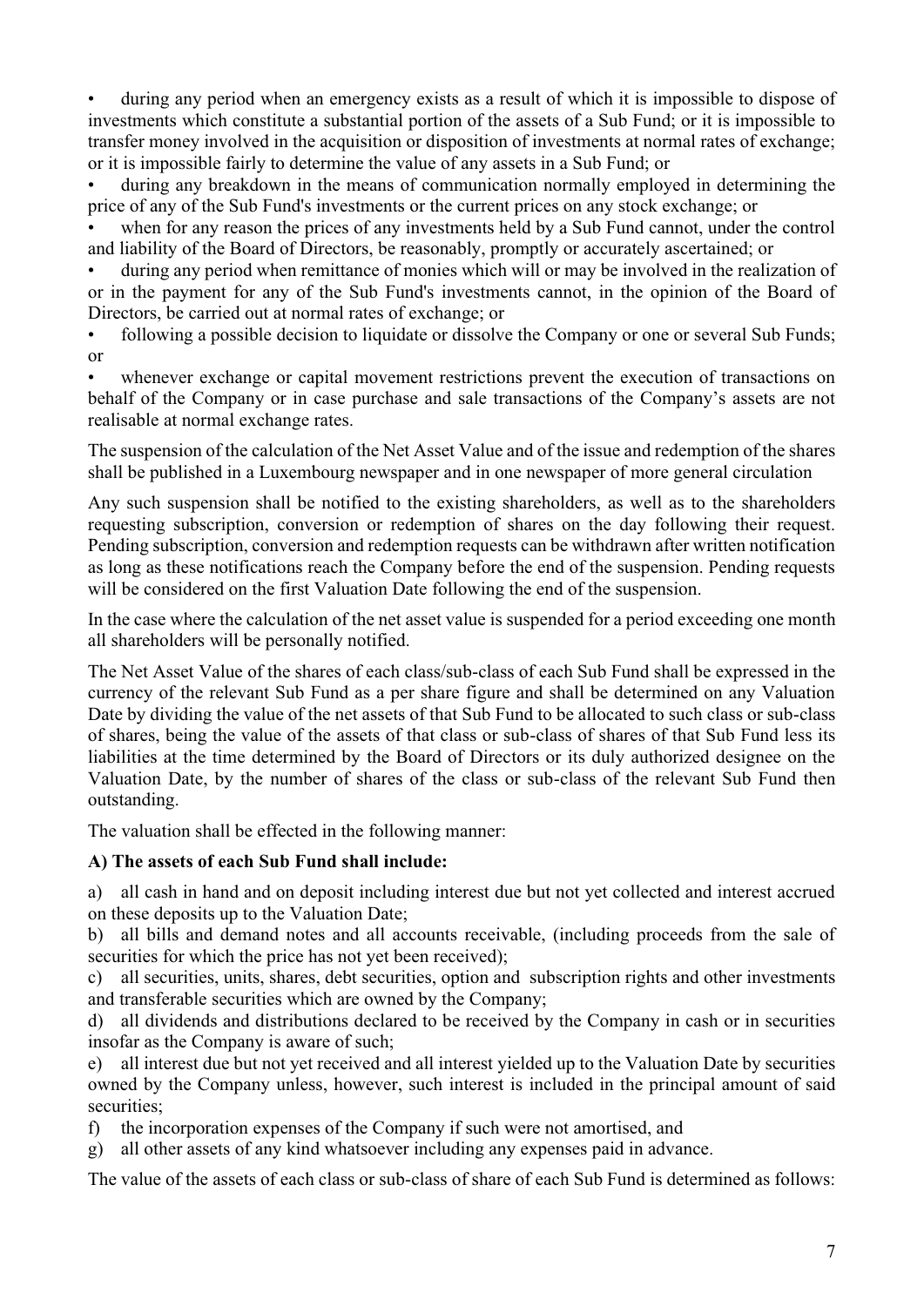- during any period when an emergency exists as a result of which it is impossible to dispose of investments which constitute a substantial portion of the assets of a Sub Fund; or it is impossible to transfer money involved in the acquisition or disposition of investments at normal rates of exchange; or it is impossible fairly to determine the value of any assets in a Sub Fund; or
- during any breakdown in the means of communication normally employed in determining the price of any of the Sub Fund's investments or the current prices on any stock exchange; or
- when for any reason the prices of any investments held by a Sub Fund cannot, under the control and liability of the Board of Directors, be reasonably, promptly or accurately ascertained; or
- during any period when remittance of monies which will or may be involved in the realization of or in the payment for any of the Sub Fund's investments cannot, in the opinion of the Board of Directors, be carried out at normal rates of exchange; or
- following a possible decision to liquidate or dissolve the Company or one or several Sub Funds; or
- whenever exchange or capital movement restrictions prevent the execution of transactions on behalf of the Company or in case purchase and sale transactions of the Company's assets are not realisable at normal exchange rates.

The suspension of the calculation of the Net Asset Value and of the issue and redemption of the shares shall be published in a Luxembourg newspaper and in one newspaper of more general circulation

Any such suspension shall be notified to the existing shareholders, as well as to the shareholders requesting subscription, conversion or redemption of shares on the day following their request. Pending subscription, conversion and redemption requests can be withdrawn after written notification as long as these notifications reach the Company before the end of the suspension. Pending requests will be considered on the first Valuation Date following the end of the suspension.

In the case where the calculation of the net asset value is suspended for a period exceeding one month all shareholders will be personally notified.

The Net Asset Value of the shares of each class/sub-class of each Sub Fund shall be expressed in the currency of the relevant Sub Fund as a per share figure and shall be determined on any Valuation Date by dividing the value of the net assets of that Sub Fund to be allocated to such class or sub-class of shares, being the value of the assets of that class or sub-class of shares of that Sub Fund less its liabilities at the time determined by the Board of Directors or its duly authorized designee on the Valuation Date, by the number of shares of the class or sub-class of the relevant Sub Fund then outstanding.

The valuation shall be effected in the following manner:

**A) The assets of each Sub Fund shall include:**

a) all cash in hand and on deposit including interest due but not yet collected and interest accrued on these deposits up to the Valuation Date;

b) all bills and demand notes and all accounts receivable, (including proceeds from the sale of securities for which the price has not yet been received);

c) all securities, units, shares, debt securities, option and subscription rights and other investments and transferable securities which are owned by the Company;

d) all dividends and distributions declared to be received by the Company in cash or in securities insofar as the Company is aware of such;

e) all interest due but not yet received and all interest yielded up to the Valuation Date by securities owned by the Company unless, however, such interest is included in the principal amount of said securities;

f) the incorporation expenses of the Company if such were not amortised, and

g) all other assets of any kind whatsoever including any expenses paid in advance.

The value of the assets of each class or sub-class of share of each Sub Fund is determined as follows: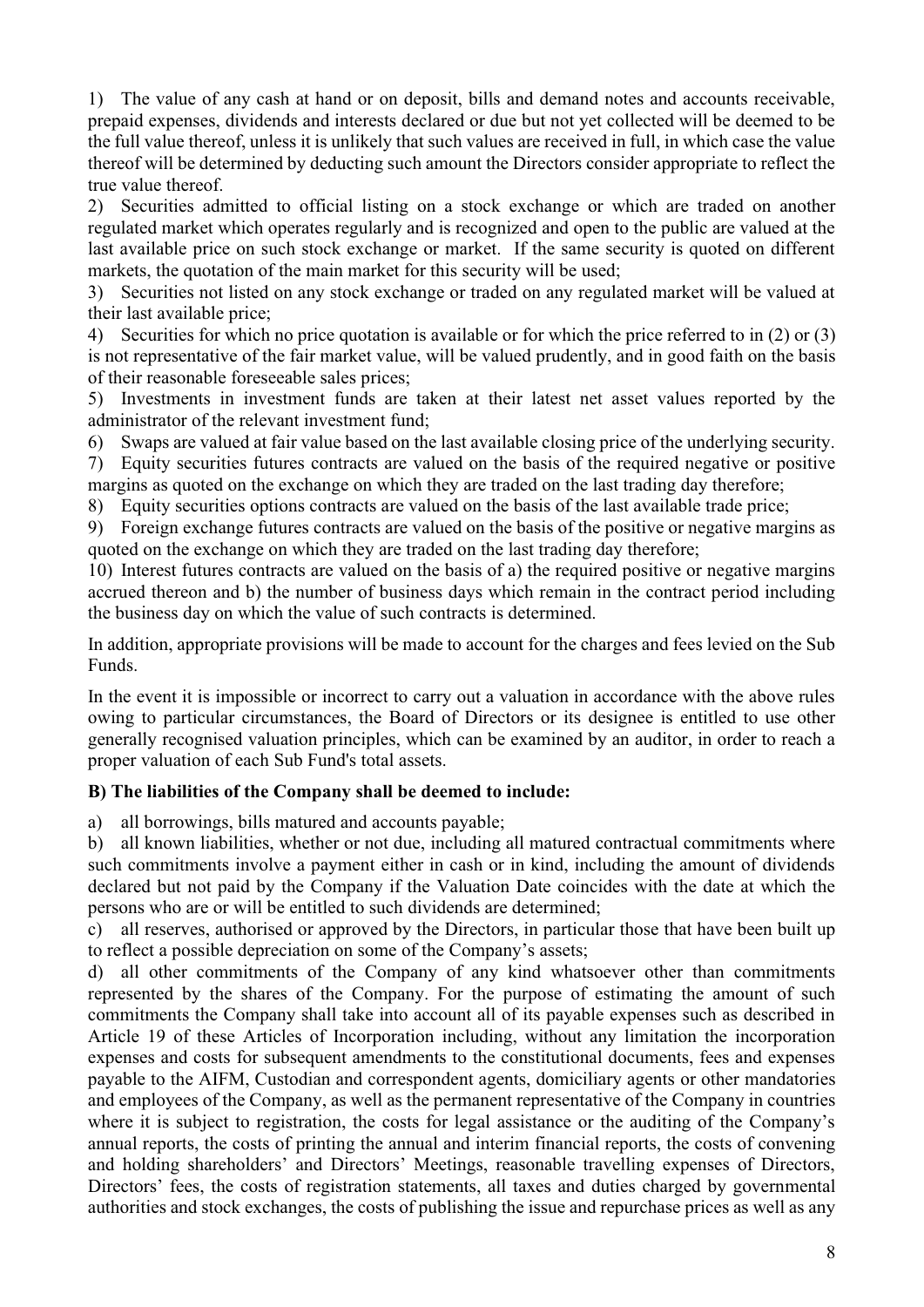1) The value of any cash at hand or on deposit, bills and demand notes and accounts receivable, prepaid expenses, dividends and interests declared or due but not yet collected will be deemed to be the full value thereof, unless it is unlikely that such values are received in full, in which case the value thereof will be determined by deducting such amount the Directors consider appropriate to reflect the true value thereof.

2) Securities admitted to official listing on a stock exchange or which are traded on another regulated market which operates regularly and is recognized and open to the public are valued at the last available price on such stock exchange or market. If the same security is quoted on different markets, the quotation of the main market for this security will be used;

3) Securities not listed on any stock exchange or traded on any regulated market will be valued at their last available price;

4) Securities for which no price quotation is available or for which the price referred to in (2) or (3) is not representative of the fair market value, will be valued prudently, and in good faith on the basis of their reasonable foreseeable sales prices;

5) Investments in investment funds are taken at their latest net asset values reported by the administrator of the relevant investment fund;

6) Swaps are valued at fair value based on the last available closing price of the underlying security.

7) Equity securities futures contracts are valued on the basis of the required negative or positive margins as quoted on the exchange on which they are traded on the last trading day therefore;

8) Equity securities options contracts are valued on the basis of the last available trade price;

9) Foreign exchange futures contracts are valued on the basis of the positive or negative margins as quoted on the exchange on which they are traded on the last trading day therefore;

10) Interest futures contracts are valued on the basis of a) the required positive or negative margins accrued thereon and b) the number of business days which remain in the contract period including the business day on which the value of such contracts is determined.

In addition, appropriate provisions will be made to account for the charges and fees levied on the Sub Funds.

In the event it is impossible or incorrect to carry out a valuation in accordance with the above rules owing to particular circumstances, the Board of Directors or its designee is entitled to use other generally recognised valuation principles, which can be examined by an auditor, in order to reach a proper valuation of each Sub Fund's total assets.

**B) The liabilities of the Company shall be deemed to include:**

a) all borrowings, bills matured and accounts payable;

b) all known liabilities, whether or not due, including all matured contractual commitments where such commitments involve a payment either in cash or in kind, including the amount of dividends declared but not paid by the Company if the Valuation Date coincides with the date at which the persons who are or will be entitled to such dividends are determined;

c) all reserves, authorised or approved by the Directors, in particular those that have been built up to reflect a possible depreciation on some of the Company's assets;

d) all other commitments of the Company of any kind whatsoever other than commitments represented by the shares of the Company. For the purpose of estimating the amount of such commitments the Company shall take into account all of its payable expenses such as described in Article 19 of these Articles of Incorporation including, without any limitation the incorporation expenses and costs for subsequent amendments to the constitutional documents, fees and expenses payable to the AIFM, Custodian and correspondent agents, domiciliary agents or other mandatories and employees of the Company, as well as the permanent representative of the Company in countries where it is subject to registration, the costs for legal assistance or the auditing of the Company's annual reports, the costs of printing the annual and interim financial reports, the costs of convening and holding shareholders' and Directors' Meetings, reasonable travelling expenses of Directors, Directors' fees, the costs of registration statements, all taxes and duties charged by governmental authorities and stock exchanges, the costs of publishing the issue and repurchase prices as well as any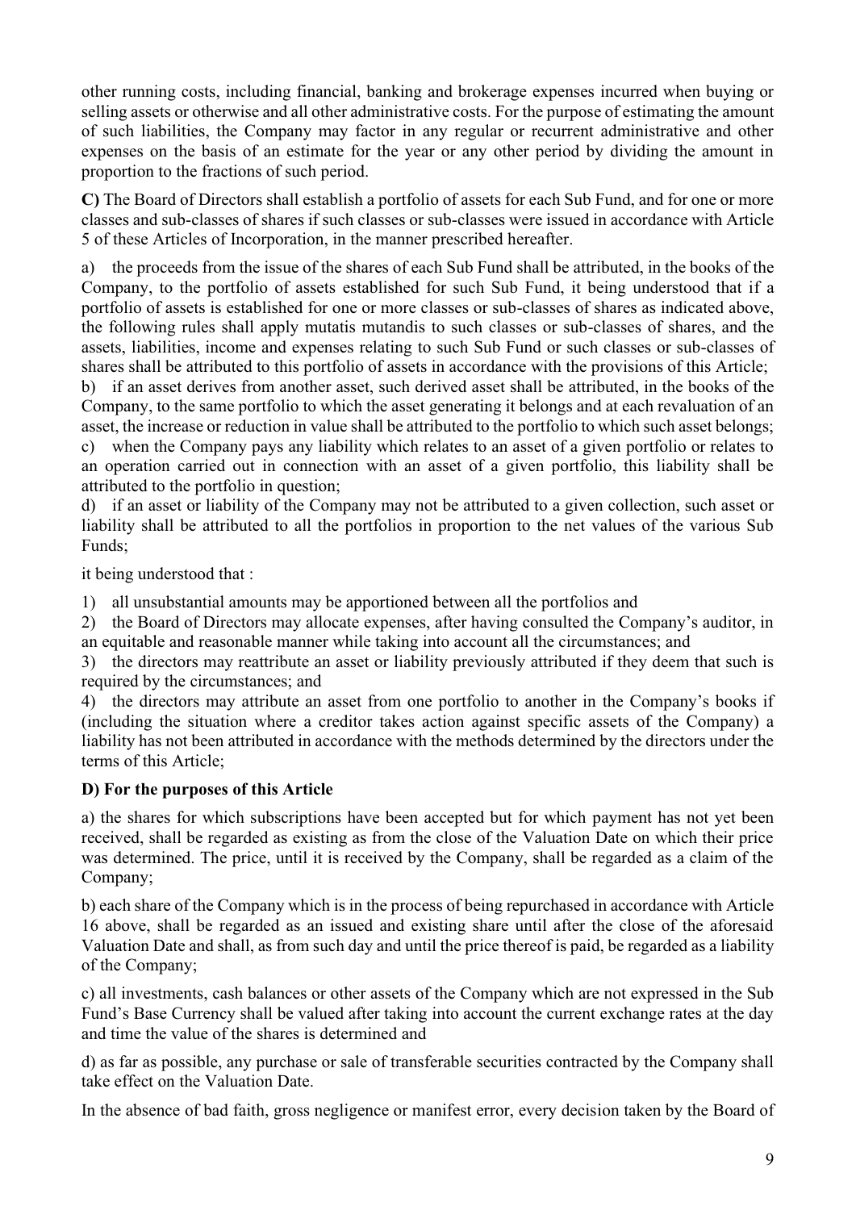other running costs, including financial, banking and brokerage expenses incurred when buying or selling assets or otherwise and all other administrative costs. For the purpose of estimating the amount of such liabilities, the Company may factor in any regular or recurrent administrative and other expenses on the basis of an estimate for the year or any other period by dividing the amount in proportion to the fractions of such period.

**C)** The Board of Directors shall establish a portfolio of assets for each Sub Fund, and for one or more classes and sub-classes of shares if such classes or sub-classes were issued in accordance with Article 5 of these Articles of Incorporation, in the manner prescribed hereafter.

a) the proceeds from the issue of the shares of each Sub Fund shall be attributed, in the books of the Company, to the portfolio of assets established for such Sub Fund, it being understood that if a portfolio of assets is established for one or more classes or sub-classes of shares as indicated above, the following rules shall apply mutatis mutandis to such classes or sub-classes of shares, and the assets, liabilities, income and expenses relating to such Sub Fund or such classes or sub-classes of shares shall be attributed to this portfolio of assets in accordance with the provisions of this Article;
b) if an asset derives from another asset, such derived asset shall be attributed, in the books of the Company, to the same portfolio to which the asset generating it belongs and at each revaluation of an asset, the increase or reduction in value shall be attributed to the portfolio to which such asset belongs;
c) when the Company pays any liability which relates to an asset of a given portfolio or relates to an operation carried out in connection with an asset of a given portfolio, this liability shall be attributed to the portfolio in question;
d) if an asset or liability of the Company may not be attributed to a given collection, such asset or liability shall be attributed to all the portfolios in proportion to the net values of the various Sub Funds;

it being understood that :

1) all unsubstantial amounts may be apportioned between all the portfolios and
2) the Board of Directors may allocate expenses, after having consulted the Company's auditor, in an equitable and reasonable manner while taking into account all the circumstances; and
3) the directors may reattribute an asset or liability previously attributed if they deem that such is required by the circumstances; and
4) the directors may attribute an asset from one portfolio to another in the Company's books if (including the situation where a creditor takes action against specific assets of the Company) a liability has not been attributed in accordance with the methods determined by the directors under the terms of this Article;

**D) For the purposes of this Article**

a) the shares for which subscriptions have been accepted but for which payment has not yet been received, shall be regarded as existing as from the close of the Valuation Date on which their price was determined. The price, until it is received by the Company, shall be regarded as a claim of the Company;

b) each share of the Company which is in the process of being repurchased in accordance with Article 16 above, shall be regarded as an issued and existing share until after the close of the aforesaid Valuation Date and shall, as from such day and until the price thereof is paid, be regarded as a liability of the Company;

c) all investments, cash balances or other assets of the Company which are not expressed in the Sub Fund's Base Currency shall be valued after taking into account the current exchange rates at the day and time the value of the shares is determined and

d) as far as possible, any purchase or sale of transferable securities contracted by the Company shall take effect on the Valuation Date.

In the absence of bad faith, gross negligence or manifest error, every decision taken by the Board of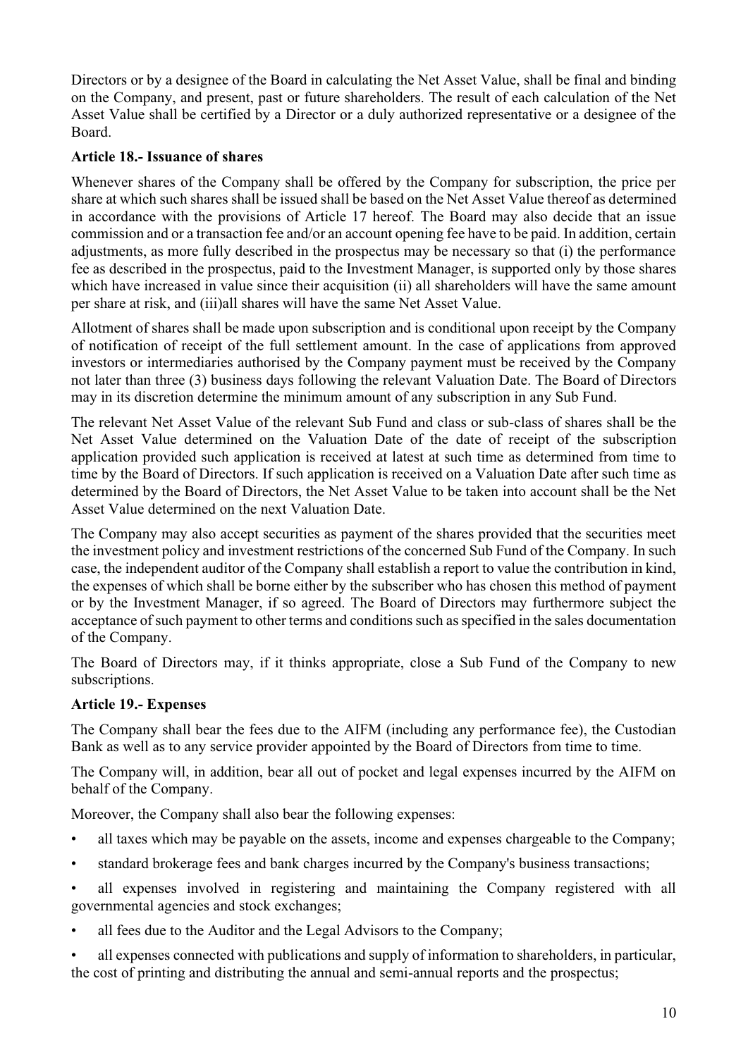Directors or by a designee of the Board in calculating the Net Asset Value, shall be final and binding on the Company, and present, past or future shareholders. The result of each calculation of the Net Asset Value shall be certified by a Director or a duly authorized representative or a designee of the Board.

**Article 18.- Issuance of shares**

Whenever shares of the Company shall be offered by the Company for subscription, the price per share at which such shares shall be issued shall be based on the Net Asset Value thereof as determined in accordance with the provisions of Article 17 hereof. The Board may also decide that an issue commission and or a transaction fee and/or an account opening fee have to be paid. In addition, certain adjustments, as more fully described in the prospectus may be necessary so that (i) the performance fee as described in the prospectus, paid to the Investment Manager, is supported only by those shares which have increased in value since their acquisition (ii) all shareholders will have the same amount per share at risk, and (iii)all shares will have the same Net Asset Value.

Allotment of shares shall be made upon subscription and is conditional upon receipt by the Company of notification of receipt of the full settlement amount. In the case of applications from approved investors or intermediaries authorised by the Company payment must be received by the Company not later than three (3) business days following the relevant Valuation Date. The Board of Directors may in its discretion determine the minimum amount of any subscription in any Sub Fund.

The relevant Net Asset Value of the relevant Sub Fund and class or sub-class of shares shall be the Net Asset Value determined on the Valuation Date of the date of receipt of the subscription application provided such application is received at latest at such time as determined from time to time by the Board of Directors. If such application is received on a Valuation Date after such time as determined by the Board of Directors, the Net Asset Value to be taken into account shall be the Net Asset Value determined on the next Valuation Date.

The Company may also accept securities as payment of the shares provided that the securities meet the investment policy and investment restrictions of the concerned Sub Fund of the Company. In such case, the independent auditor of the Company shall establish a report to value the contribution in kind, the expenses of which shall be borne either by the subscriber who has chosen this method of payment or by the Investment Manager, if so agreed. The Board of Directors may furthermore subject the acceptance of such payment to other terms and conditions such as specified in the sales documentation of the Company.

The Board of Directors may, if it thinks appropriate, close a Sub Fund of the Company to new subscriptions.

**Article 19.- Expenses**

The Company shall bear the fees due to the AIFM (including any performance fee), the Custodian Bank as well as to any service provider appointed by the Board of Directors from time to time.

The Company will, in addition, bear all out of pocket and legal expenses incurred by the AIFM on behalf of the Company.

Moreover, the Company shall also bear the following expenses:

- all taxes which may be payable on the assets, income and expenses chargeable to the Company;
- standard brokerage fees and bank charges incurred by the Company's business transactions;
- all expenses involved in registering and maintaining the Company registered with all governmental agencies and stock exchanges;
- all fees due to the Auditor and the Legal Advisors to the Company;
- all expenses connected with publications and supply of information to shareholders, in particular, the cost of printing and distributing the annual and semi-annual reports and the prospectus;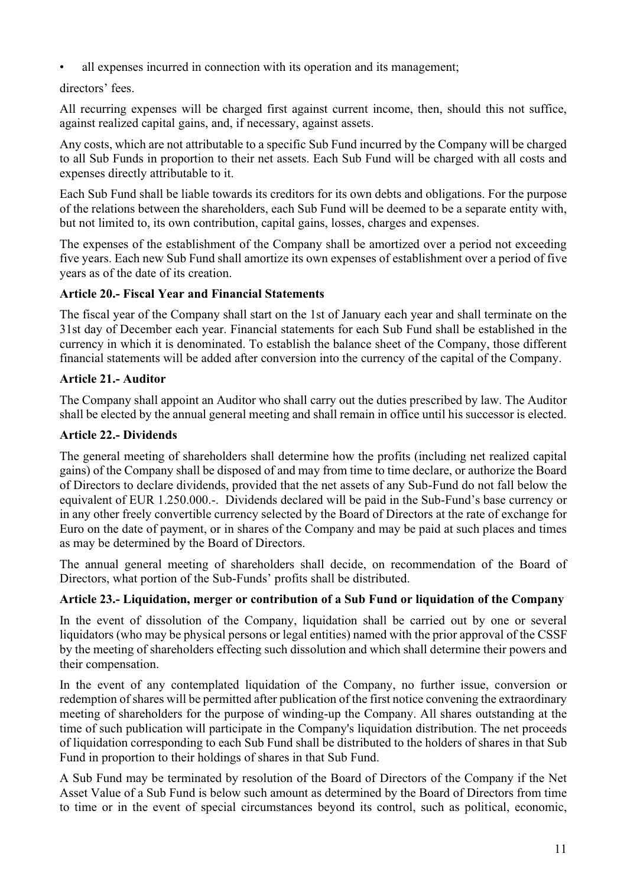- all expenses incurred in connection with its operation and its management;

directors' fees.

All recurring expenses will be charged first against current income, then, should this not suffice, against realized capital gains, and, if necessary, against assets.

Any costs, which are not attributable to a specific Sub Fund incurred by the Company will be charged to all Sub Funds in proportion to their net assets. Each Sub Fund will be charged with all costs and expenses directly attributable to it.

Each Sub Fund shall be liable towards its creditors for its own debts and obligations. For the purpose of the relations between the shareholders, each Sub Fund will be deemed to be a separate entity with, but not limited to, its own contribution, capital gains, losses, charges and expenses.

The expenses of the establishment of the Company shall be amortized over a period not exceeding five years. Each new Sub Fund shall amortize its own expenses of establishment over a period of five years as of the date of its creation.

**Article 20.- Fiscal Year and Financial Statements**

The fiscal year of the Company shall start on the 1st of January each year and shall terminate on the 31st day of December each year. Financial statements for each Sub Fund shall be established in the currency in which it is denominated. To establish the balance sheet of the Company, those different financial statements will be added after conversion into the currency of the capital of the Company.

**Article 21.- Auditor**

The Company shall appoint an Auditor who shall carry out the duties prescribed by law. The Auditor shall be elected by the annual general meeting and shall remain in office until his successor is elected.

**Article 22.- Dividends**

The general meeting of shareholders shall determine how the profits (including net realized capital gains) of the Company shall be disposed of and may from time to time declare, or authorize the Board of Directors to declare dividends, provided that the net assets of any Sub-Fund do not fall below the equivalent of EUR 1.250.000.-. Dividends declared will be paid in the Sub-Fund's base currency or in any other freely convertible currency selected by the Board of Directors at the rate of exchange for Euro on the date of payment, or in shares of the Company and may be paid at such places and times as may be determined by the Board of Directors.

The annual general meeting of shareholders shall decide, on recommendation of the Board of Directors, what portion of the Sub-Funds' profits shall be distributed.

**Article 23.- Liquidation, merger or contribution of a Sub Fund or liquidation of the Company**

In the event of dissolution of the Company, liquidation shall be carried out by one or several liquidators (who may be physical persons or legal entities) named with the prior approval of the CSSF by the meeting of shareholders effecting such dissolution and which shall determine their powers and their compensation.

In the event of any contemplated liquidation of the Company, no further issue, conversion or redemption of shares will be permitted after publication of the first notice convening the extraordinary meeting of shareholders for the purpose of winding-up the Company. All shares outstanding at the time of such publication will participate in the Company's liquidation distribution. The net proceeds of liquidation corresponding to each Sub Fund shall be distributed to the holders of shares in that Sub Fund in proportion to their holdings of shares in that Sub Fund.

A Sub Fund may be terminated by resolution of the Board of Directors of the Company if the Net Asset Value of a Sub Fund is below such amount as determined by the Board of Directors from time to time or in the event of special circumstances beyond its control, such as political, economic,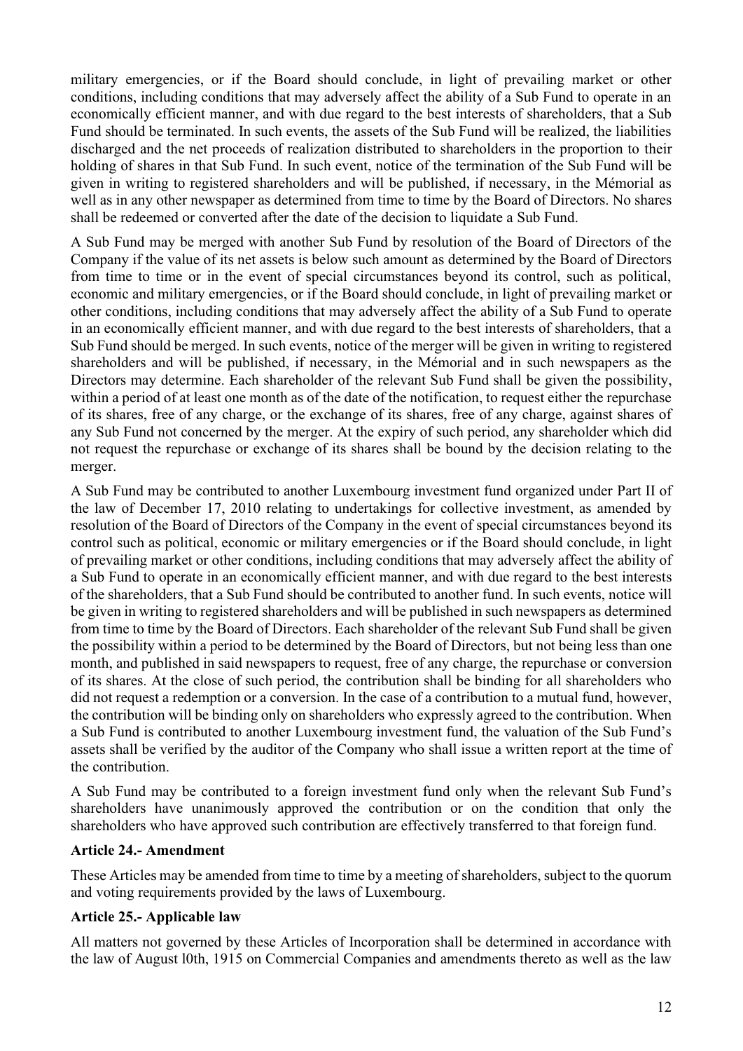military emergencies, or if the Board should conclude, in light of prevailing market or other conditions, including conditions that may adversely affect the ability of a Sub Fund to operate in an economically efficient manner, and with due regard to the best interests of shareholders, that a Sub Fund should be terminated. In such events, the assets of the Sub Fund will be realized, the liabilities discharged and the net proceeds of realization distributed to shareholders in the proportion to their holding of shares in that Sub Fund. In such event, notice of the termination of the Sub Fund will be given in writing to registered shareholders and will be published, if necessary, in the Mémorial as well as in any other newspaper as determined from time to time by the Board of Directors. No shares shall be redeemed or converted after the date of the decision to liquidate a Sub Fund.

A Sub Fund may be merged with another Sub Fund by resolution of the Board of Directors of the Company if the value of its net assets is below such amount as determined by the Board of Directors from time to time or in the event of special circumstances beyond its control, such as political, economic and military emergencies, or if the Board should conclude, in light of prevailing market or other conditions, including conditions that may adversely affect the ability of a Sub Fund to operate in an economically efficient manner, and with due regard to the best interests of shareholders, that a Sub Fund should be merged. In such events, notice of the merger will be given in writing to registered shareholders and will be published, if necessary, in the Mémorial and in such newspapers as the Directors may determine. Each shareholder of the relevant Sub Fund shall be given the possibility, within a period of at least one month as of the date of the notification, to request either the repurchase of its shares, free of any charge, or the exchange of its shares, free of any charge, against shares of any Sub Fund not concerned by the merger. At the expiry of such period, any shareholder which did not request the repurchase or exchange of its shares shall be bound by the decision relating to the merger.

A Sub Fund may be contributed to another Luxembourg investment fund organized under Part II of the law of December 17, 2010 relating to undertakings for collective investment, as amended by resolution of the Board of Directors of the Company in the event of special circumstances beyond its control such as political, economic or military emergencies or if the Board should conclude, in light of prevailing market or other conditions, including conditions that may adversely affect the ability of a Sub Fund to operate in an economically efficient manner, and with due regard to the best interests of the shareholders, that a Sub Fund should be contributed to another fund. In such events, notice will be given in writing to registered shareholders and will be published in such newspapers as determined from time to time by the Board of Directors. Each shareholder of the relevant Sub Fund shall be given the possibility within a period to be determined by the Board of Directors, but not being less than one month, and published in said newspapers to request, free of any charge, the repurchase or conversion of its shares. At the close of such period, the contribution shall be binding for all shareholders who did not request a redemption or a conversion. In the case of a contribution to a mutual fund, however, the contribution will be binding only on shareholders who expressly agreed to the contribution. When a Sub Fund is contributed to another Luxembourg investment fund, the valuation of the Sub Fund's assets shall be verified by the auditor of the Company who shall issue a written report at the time of the contribution.

A Sub Fund may be contributed to a foreign investment fund only when the relevant Sub Fund's shareholders have unanimously approved the contribution or on the condition that only the shareholders who have approved such contribution are effectively transferred to that foreign fund.

**Article 24.- Amendment**

These Articles may be amended from time to time by a meeting of shareholders, subject to the quorum and voting requirements provided by the laws of Luxembourg.

**Article 25.- Applicable law**

All matters not governed by these Articles of Incorporation shall be determined in accordance with the law of August l0th, 1915 on Commercial Companies and amendments thereto as well as the law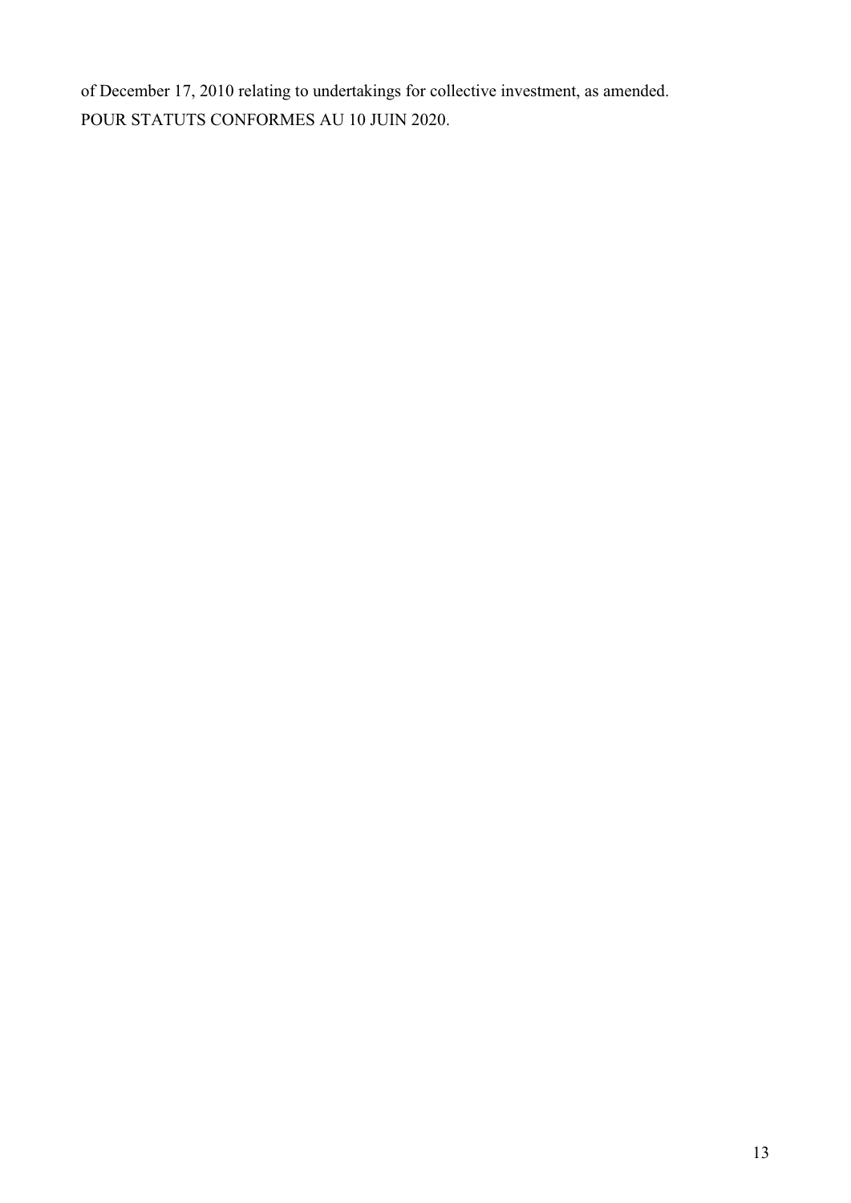of December 17, 2010 relating to undertakings for collective investment, as amended.

POUR STATUTS CONFORMES AU 10 JUIN 2020.